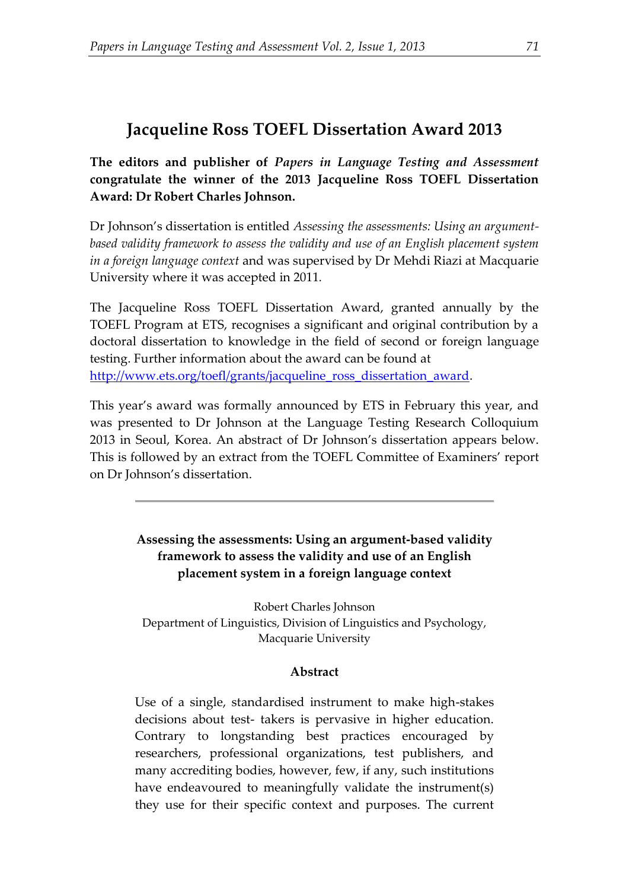# Jacqueline Ross TOEFL Dissertation Award 2013

**The editors and publisher of *Papers in Language Testing and Assessment* congratulate the winner of the 2013 Jacqueline Ross TOEFL Dissertation Award: Dr Robert Charles Johnson.**

Dr Johnson's dissertation is entitled *Assessing the assessments: Using an argument-based validity framework to assess the validity and use of an English placement system in a foreign language context* and was supervised by Dr Mehdi Riazi at Macquarie University where it was accepted in 2011.

The Jacqueline Ross TOEFL Dissertation Award, granted annually by the TOEFL Program at ETS, recognises a significant and original contribution by a doctoral dissertation to knowledge in the field of second or foreign language testing. Further information about the award can be found at [http://www.ets.org/toefl/grants/jacqueline_ross_dissertation_award](http://www.ets.org/toefl/grants/jacqueline_ross_dissertation_award).

This year's award was formally announced by ETS in February this year, and was presented to Dr Johnson at the Language Testing Research Colloquium 2013 in Seoul, Korea. An abstract of Dr Johnson's dissertation appears below. This is followed by an extract from the TOEFL Committee of Examiners' report on Dr Johnson's dissertation.

---

## Assessing the assessments: Using an argument-based validity framework to assess the validity and use of an English placement system in a foreign language context

Robert Charles Johnson
Department of Linguistics, Division of Linguistics and Psychology,
Macquarie University

### Abstract

Use of a single, standardised instrument to make high-stakes decisions about test- takers is pervasive in higher education. Contrary to longstanding best practices encouraged by researchers, professional organizations, test publishers, and many accrediting bodies, however, few, if any, such institutions have endeavoured to meaningfully validate the instrument(s) they use for their specific context and purposes. The current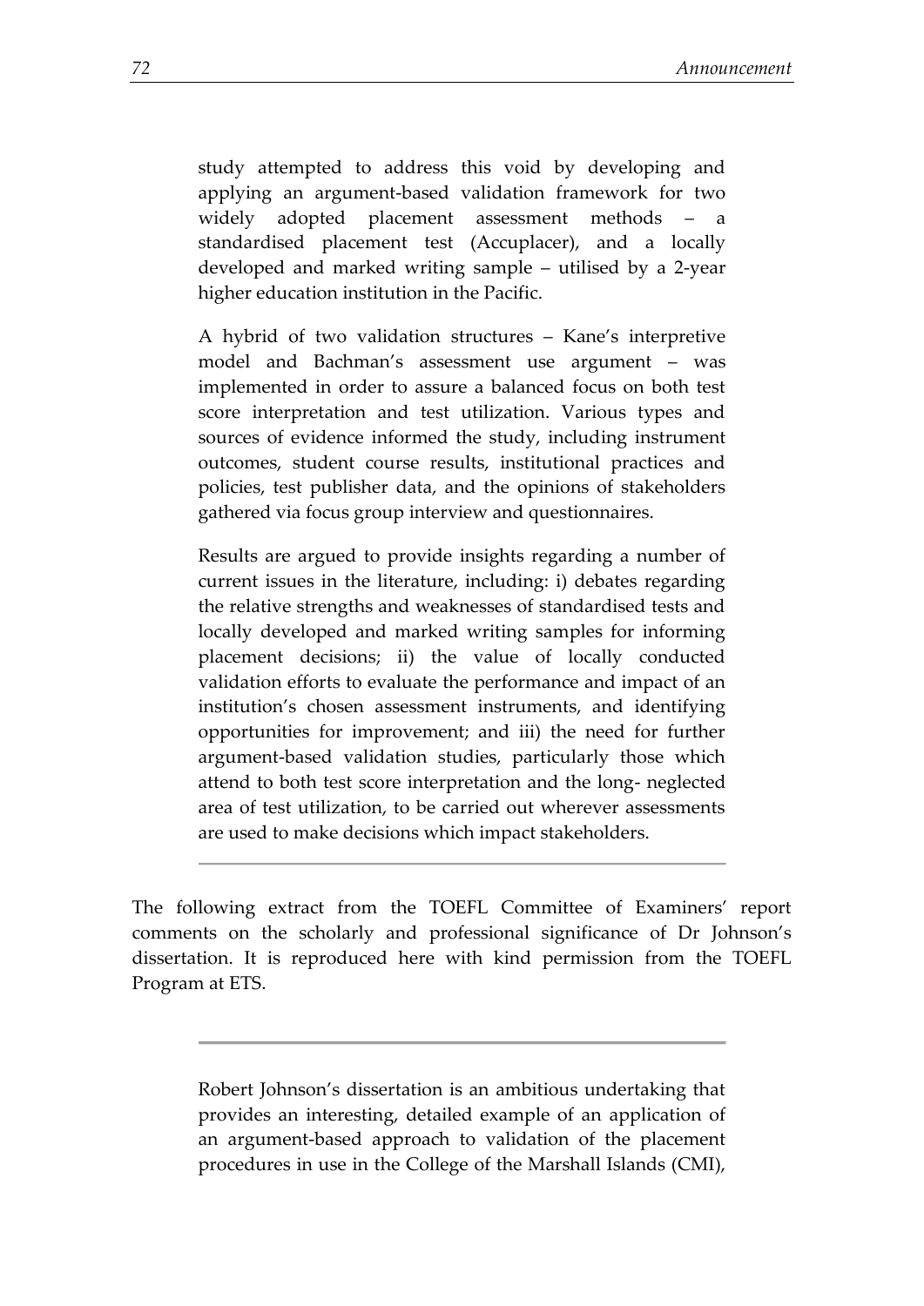study attempted to address this void by developing and applying an argument-based validation framework for two widely adopted placement assessment methods – a standardised placement test (Accuplacer), and a locally developed and marked writing sample – utilised by a 2-year higher education institution in the Pacific.

A hybrid of two validation structures – Kane's interpretive model and Bachman's assessment use argument – was implemented in order to assure a balanced focus on both test score interpretation and test utilization. Various types and sources of evidence informed the study, including instrument outcomes, student course results, institutional practices and policies, test publisher data, and the opinions of stakeholders gathered via focus group interview and questionnaires.

Results are argued to provide insights regarding a number of current issues in the literature, including: i) debates regarding the relative strengths and weaknesses of standardised tests and locally developed and marked writing samples for informing placement decisions; ii) the value of locally conducted validation efforts to evaluate the performance and impact of an institution's chosen assessment instruments, and identifying opportunities for improvement; and iii) the need for further argument-based validation studies, particularly those which attend to both test score interpretation and the long- neglected area of test utilization, to be carried out wherever assessments are used to make decisions which impact stakeholders.

---

The following extract from the TOEFL Committee of Examiners' report comments on the scholarly and professional significance of Dr Johnson's dissertation. It is reproduced here with kind permission from the TOEFL Program at ETS.

---

Robert Johnson's dissertation is an ambitious undertaking that provides an interesting, detailed example of an application of an argument-based approach to validation of the placement procedures in use in the College of the Marshall Islands (CMI),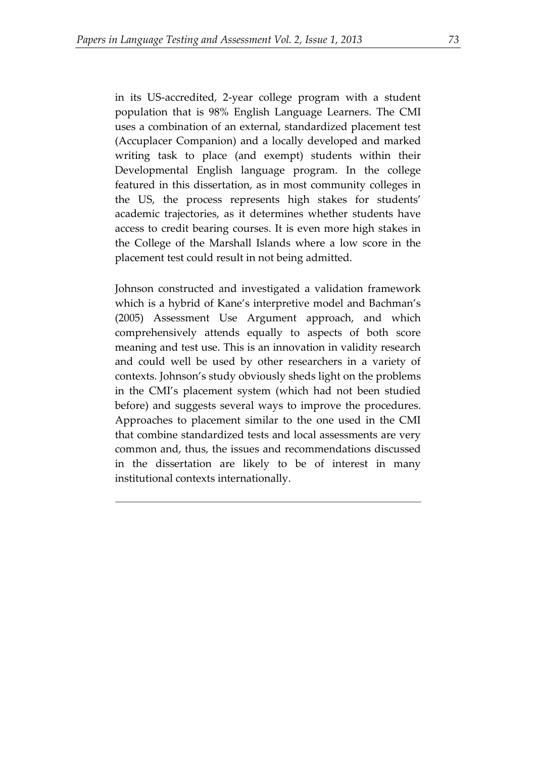in its US-accredited, 2-year college program with a student population that is 98% English Language Learners. The CMI uses a combination of an external, standardized placement test (Accuplacer Companion) and a locally developed and marked writing task to place (and exempt) students within their Developmental English language program. In the college featured in this dissertation, as in most community colleges in the US, the process represents high stakes for students' academic trajectories, as it determines whether students have access to credit bearing courses. It is even more high stakes in the College of the Marshall Islands where a low score in the placement test could result in not being admitted.

Johnson constructed and investigated a validation framework which is a hybrid of Kane's interpretive model and Bachman's (2005) Assessment Use Argument approach, and which comprehensively attends equally to aspects of both score meaning and test use. This is an innovation in validity research and could well be used by other researchers in a variety of contexts. Johnson's study obviously sheds light on the problems in the CMI's placement system (which had not been studied before) and suggests several ways to improve the procedures. Approaches to placement similar to the one used in the CMI that combine standardized tests and local assessments are very common and, thus, the issues and recommendations discussed in the dissertation are likely to be of interest in many institutional contexts internationally.